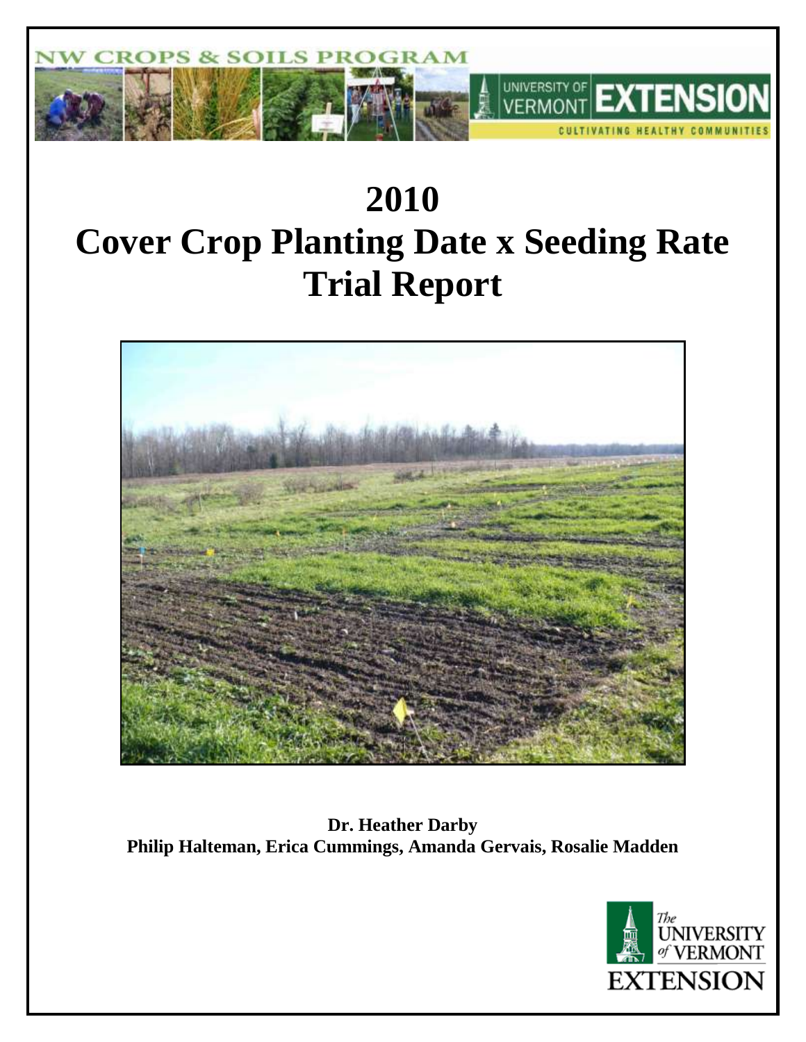NW CROPS & SOILS PROGRAM

UNIVERSITY OF VERMONT EXTENSION

CULTIVATING HEALTHY COMMUNITIES

# 2010
# Cover Crop Planting Date x Seeding Rate Trial Report

**Dr. Heather Darby**
**Philip Halteman, Erica Cummings, Amanda Gervais, Rosalie Madden**

The UNIVERSITY of VERMONT EXTENSION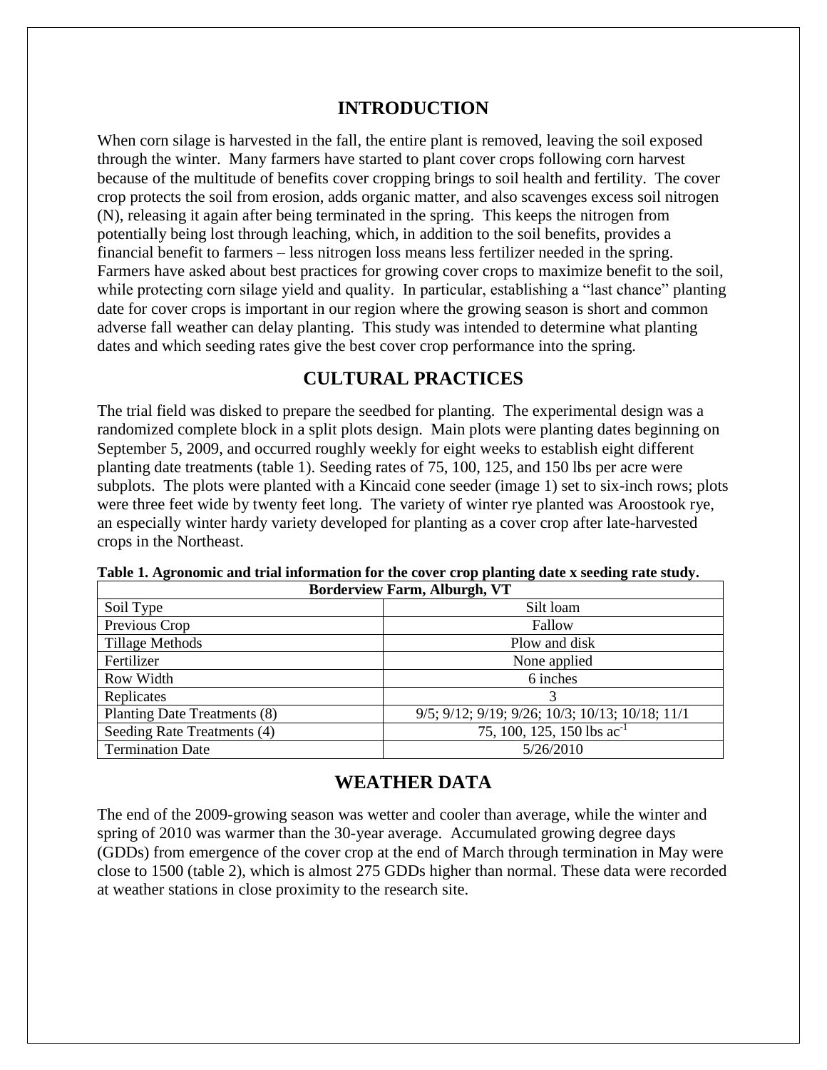## INTRODUCTION

When corn silage is harvested in the fall, the entire plant is removed, leaving the soil exposed through the winter. Many farmers have started to plant cover crops following corn harvest because of the multitude of benefits cover cropping brings to soil health and fertility. The cover crop protects the soil from erosion, adds organic matter, and also scavenges excess soil nitrogen (N), releasing it again after being terminated in the spring. This keeps the nitrogen from potentially being lost through leaching, which, in addition to the soil benefits, provides a financial benefit to farmers – less nitrogen loss means less fertilizer needed in the spring. Farmers have asked about best practices for growing cover crops to maximize benefit to the soil, while protecting corn silage yield and quality. In particular, establishing a "last chance" planting date for cover crops is important in our region where the growing season is short and common adverse fall weather can delay planting. This study was intended to determine what planting dates and which seeding rates give the best cover crop performance into the spring.

## CULTURAL PRACTICES

The trial field was disked to prepare the seedbed for planting. The experimental design was a randomized complete block in a split plots design. Main plots were planting dates beginning on September 5, 2009, and occurred roughly weekly for eight weeks to establish eight different planting date treatments (table 1). Seeding rates of 75, 100, 125, and 150 lbs per acre were subplots. The plots were planted with a Kincaid cone seeder (image 1) set to six-inch rows; plots were three feet wide by twenty feet long. The variety of winter rye planted was Aroostook rye, an especially winter hardy variety developed for planting as a cover crop after late-harvested crops in the Northeast.

**Table 1. Agronomic and trial information for the cover crop planting date x seeding rate study.**

| Borderview Farm, Alburgh, VT | |
|---|---|
| Soil Type | Silt loam |
| Previous Crop | Fallow |
| Tillage Methods | Plow and disk |
| Fertilizer | None applied |
| Row Width | 6 inches |
| Replicates | 3 |
| Planting Date Treatments (8) | 9/5; 9/12; 9/19; 9/26; 10/3; 10/13; 10/18; 11/1 |
| Seeding Rate Treatments (4) | 75, 100, 125, 150 lbs $ac^{-1}$ |
| Termination Date | 5/26/2010 |

## WEATHER DATA

The end of the 2009-growing season was wetter and cooler than average, while the winter and spring of 2010 was warmer than the 30-year average. Accumulated growing degree days (GDDs) from emergence of the cover crop at the end of March through termination in May were close to 1500 (table 2), which is almost 275 GDDs higher than normal. These data were recorded at weather stations in close proximity to the research site.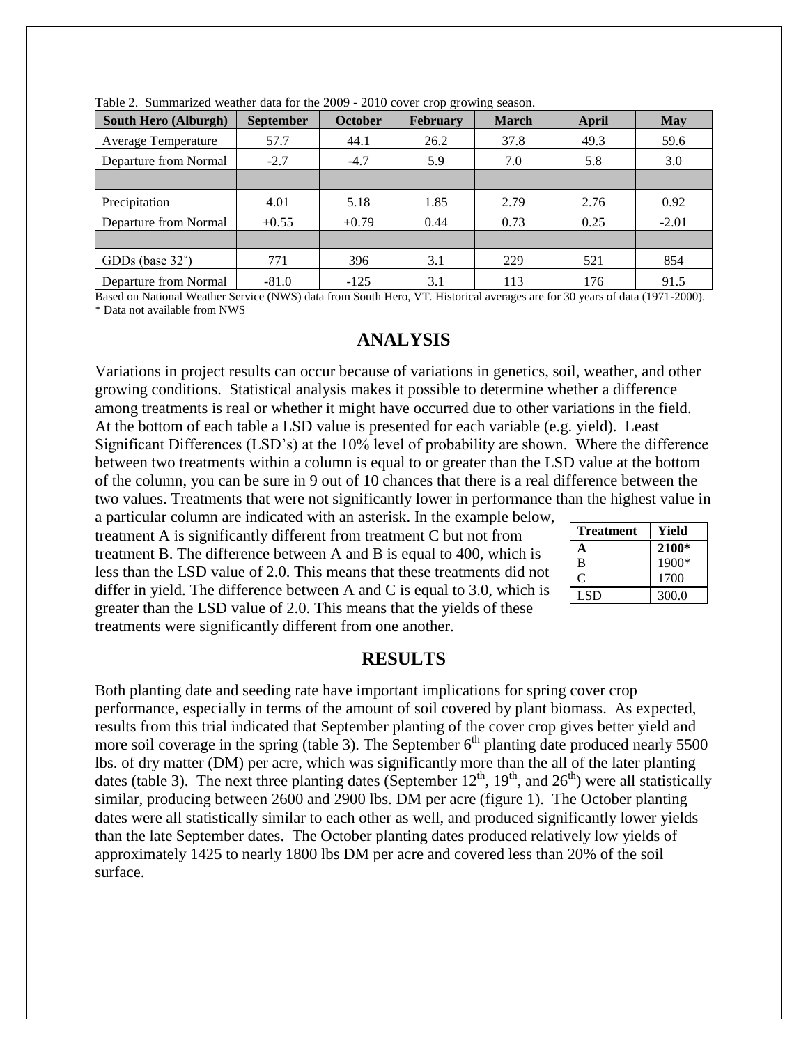Table 2. Summarized weather data for the 2009 - 2010 cover crop growing season.

| South Hero (Alburgh) | September | October | February | March | April | May |
|---|---|---|---|---|---|---|
| Average Temperature | 57.7 | 44.1 | 26.2 | 37.8 | 49.3 | 59.6 |
| Departure from Normal | -2.7 | -4.7 | 5.9 | 7.0 | 5.8 | 3.0 |
| | | | | | | |
| Precipitation | 4.01 | 5.18 | 1.85 | 2.79 | 2.76 | 0.92 |
| Departure from Normal | +0.55 | +0.79 | 0.44 | 0.73 | 0.25 | -2.01 |
| | | | | | | |
| GDDs (base 32˚) | 771 | 396 | 3.1 | 229 | 521 | 854 |
| Departure from Normal | -81.0 | -125 | 3.1 | 113 | 176 | 91.5 |

Based on National Weather Service (NWS) data from South Hero, VT. Historical averages are for 30 years of data (1971-2000).
* Data not available from NWS

## ANALYSIS

Variations in project results can occur because of variations in genetics, soil, weather, and other growing conditions. Statistical analysis makes it possible to determine whether a difference among treatments is real or whether it might have occurred due to other variations in the field. At the bottom of each table a LSD value is presented for each variable (e.g. yield). Least Significant Differences (LSD's) at the 10% level of probability are shown. Where the difference between two treatments within a column is equal to or greater than the LSD value at the bottom of the column, you can be sure in 9 out of 10 chances that there is a real difference between the two values. Treatments that were not significantly lower in performance than the highest value in a particular column are indicated with an asterisk. In the example below, treatment A is significantly different from treatment C but not from treatment B. The difference between A and B is equal to 400, which is less than the LSD value of 2.0. This means that these treatments did not differ in yield. The difference between A and C is equal to 3.0, which is greater than the LSD value of 2.0. This means that the yields of these treatments were significantly different from one another.

| Treatment | Yield |
|---|---|
| **A** | **2100*** |
| B | 1900* |
| C | 1700 |
| LSD | 300.0 |

## RESULTS

Both planting date and seeding rate have important implications for spring cover crop performance, especially in terms of the amount of soil covered by plant biomass. As expected, results from this trial indicated that September planting of the cover crop gives better yield and more soil coverage in the spring (table 3). The September 6th planting date produced nearly 5500 lbs. of dry matter (DM) per acre, which was significantly more than the all of the later planting dates (table 3). The next three planting dates (September 12th, 19th, and 26th) were all statistically similar, producing between 2600 and 2900 lbs. DM per acre (figure 1). The October planting dates were all statistically similar to each other as well, and produced significantly lower yields than the late September dates. The October planting dates produced relatively low yields of approximately 1425 to nearly 1800 lbs DM per acre and covered less than 20% of the soil surface.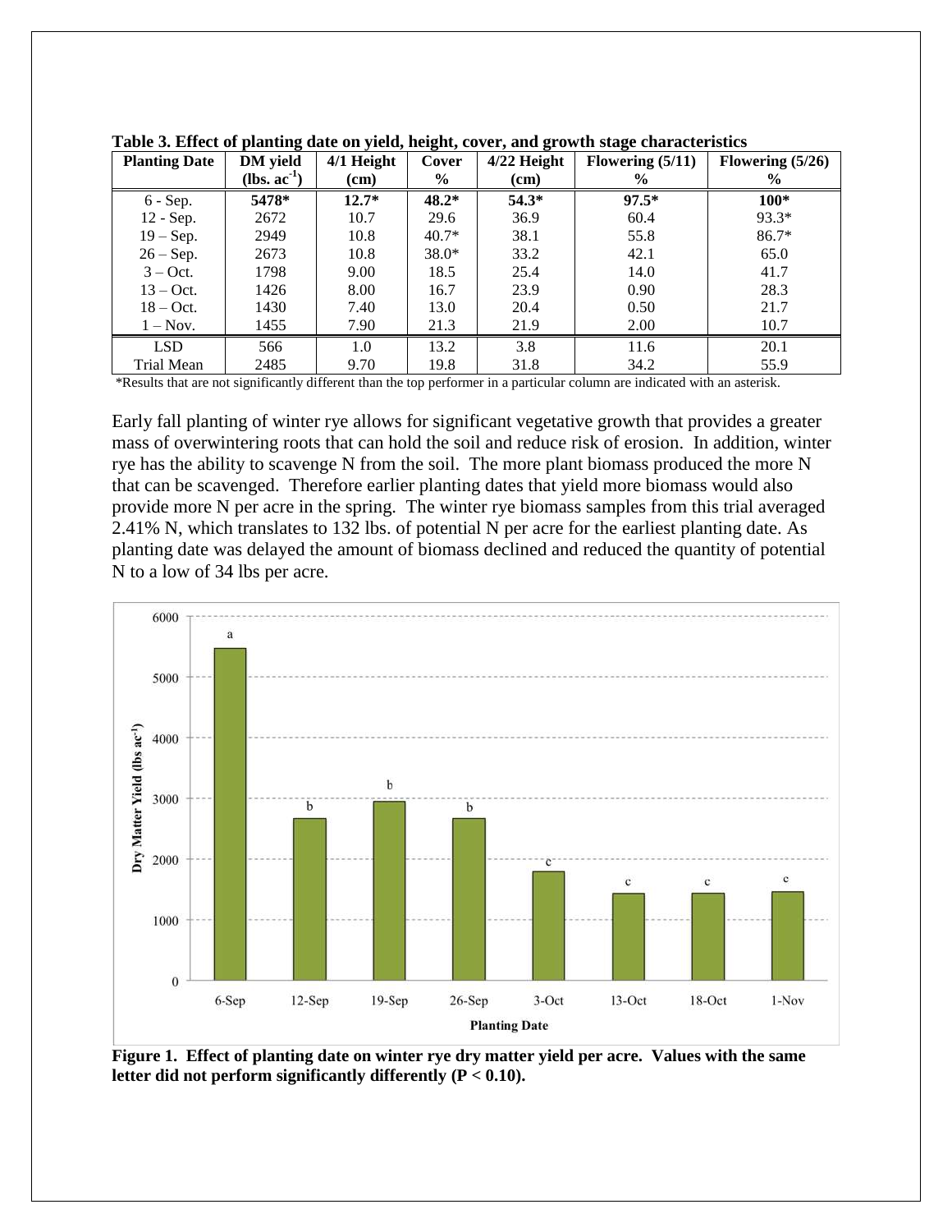**Table 3. Effect of planting date on yield, height, cover, and growth stage characteristics**

| Planting Date | DM yield ($lbs. ac^{-1}$) | 4/1 Height (cm) | Cover % | 4/22 Height (cm) | Flowering (5/11) % | Flowering (5/26) % |
|---|---|---|---|---|---|---|
| 6 - Sep. | **5478*** | **12.7*** | **48.2*** | **54.3*** | **97.5*** | **100*** |
| 12 - Sep. | 2672 | 10.7 | 29.6 | 36.9 | 60.4 | 93.3* |
| 19 – Sep. | 2949 | 10.8 | 40.7* | 38.1 | 55.8 | 86.7* |
| 26 – Sep. | 2673 | 10.8 | 38.0* | 33.2 | 42.1 | 65.0 |
| 3 – Oct. | 1798 | 9.00 | 18.5 | 25.4 | 14.0 | 41.7 |
| 13 – Oct. | 1426 | 8.00 | 16.7 | 23.9 | 0.90 | 28.3 |
| 18 – Oct. | 1430 | 7.40 | 13.0 | 20.4 | 0.50 | 21.7 |
| 1 – Nov. | 1455 | 7.90 | 21.3 | 21.9 | 2.00 | 10.7 |
| LSD | 566 | 1.0 | 13.2 | 3.8 | 11.6 | 20.1 |
| Trial Mean | 2485 | 9.70 | 19.8 | 31.8 | 34.2 | 55.9 |

*Results that are not significantly different than the top performer in a particular column are indicated with an asterisk.

Early fall planting of winter rye allows for significant vegetative growth that provides a greater mass of overwintering roots that can hold the soil and reduce risk of erosion. In addition, winter rye has the ability to scavenge N from the soil. The more plant biomass produced the more N that can be scavenged. Therefore earlier planting dates that yield more biomass would also provide more N per acre in the spring. The winter rye biomass samples from this trial averaged 2.41% N, which translates to 132 lbs. of potential N per acre for the earliest planting date. As planting date was delayed the amount of biomass declined and reduced the quantity of potential N to a low of 34 lbs per acre.

**Figure 1. Effect of planting date on winter rye dry matter yield per acre. Values with the same letter did not perform significantly differently ($P < 0.10$).**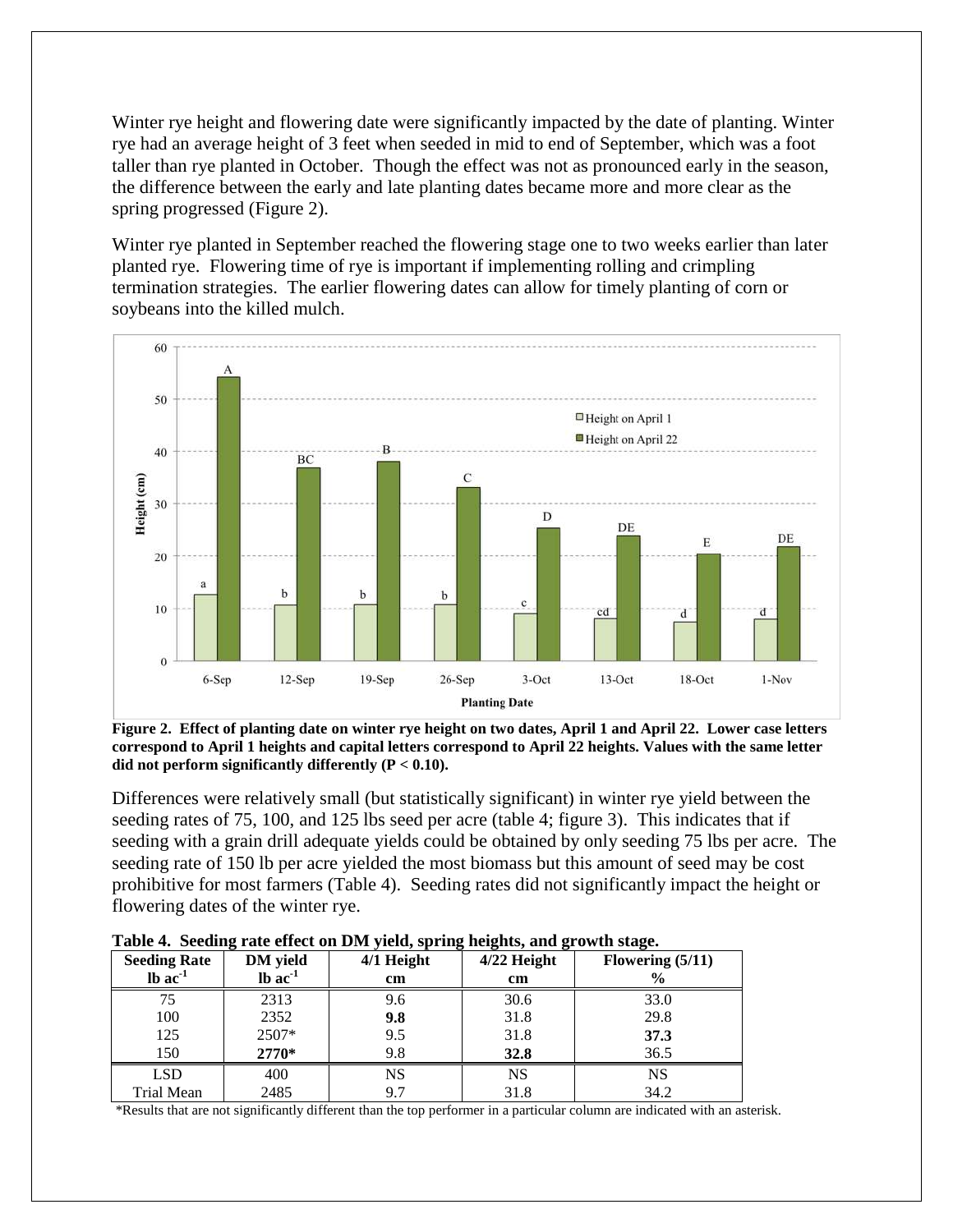Winter rye height and flowering date were significantly impacted by the date of planting. Winter rye had an average height of 3 feet when seeded in mid to end of September, which was a foot taller than rye planted in October. Though the effect was not as pronounced early in the season, the difference between the early and late planting dates became more and more clear as the spring progressed (Figure 2).

Winter rye planted in September reached the flowering stage one to two weeks earlier than later planted rye. Flowering time of rye is important if implementing rolling and crimpling termination strategies. The earlier flowering dates can allow for timely planting of corn or soybeans into the killed mulch.

**Figure 2. Effect of planting date on winter rye height on two dates, April 1 and April 22. Lower case letters correspond to April 1 heights and capital letters correspond to April 22 heights. Values with the same letter did not perform significantly differently ($P < 0.10$).**

Differences were relatively small (but statistically significant) in winter rye yield between the seeding rates of 75, 100, and 125 lbs seed per acre (table 4; figure 3). This indicates that if seeding with a grain drill adequate yields could be obtained by only seeding 75 lbs per acre. The seeding rate of 150 lb per acre yielded the most biomass but this amount of seed may be cost prohibitive for most farmers (Table 4). Seeding rates did not significantly impact the height or flowering dates of the winter rye.

**Table 4. Seeding rate effect on DM yield, spring heights, and growth stage.**

| Seeding Rate lb ac$^{-1}$ | DM yield lb ac$^{-1}$ | 4/1 Height cm | 4/22 Height cm | Flowering (5/11) % |
|---|---|---|---|---|
| 75 | 2313 | 9.6 | 30.6 | 33.0 |
| 100 | 2352 | **9.8** | 31.8 | 29.8 |
| 125 | 2507* | 9.5 | 31.8 | **37.3** |
| 150 | **2770*** | 9.8 | **32.8** | 36.5 |
| LSD | 400 | NS | NS | NS |
| Trial Mean | 2485 | 9.7 | 31.8 | 34.2 |

*Results that are not significantly different than the top performer in a particular column are indicated with an asterisk.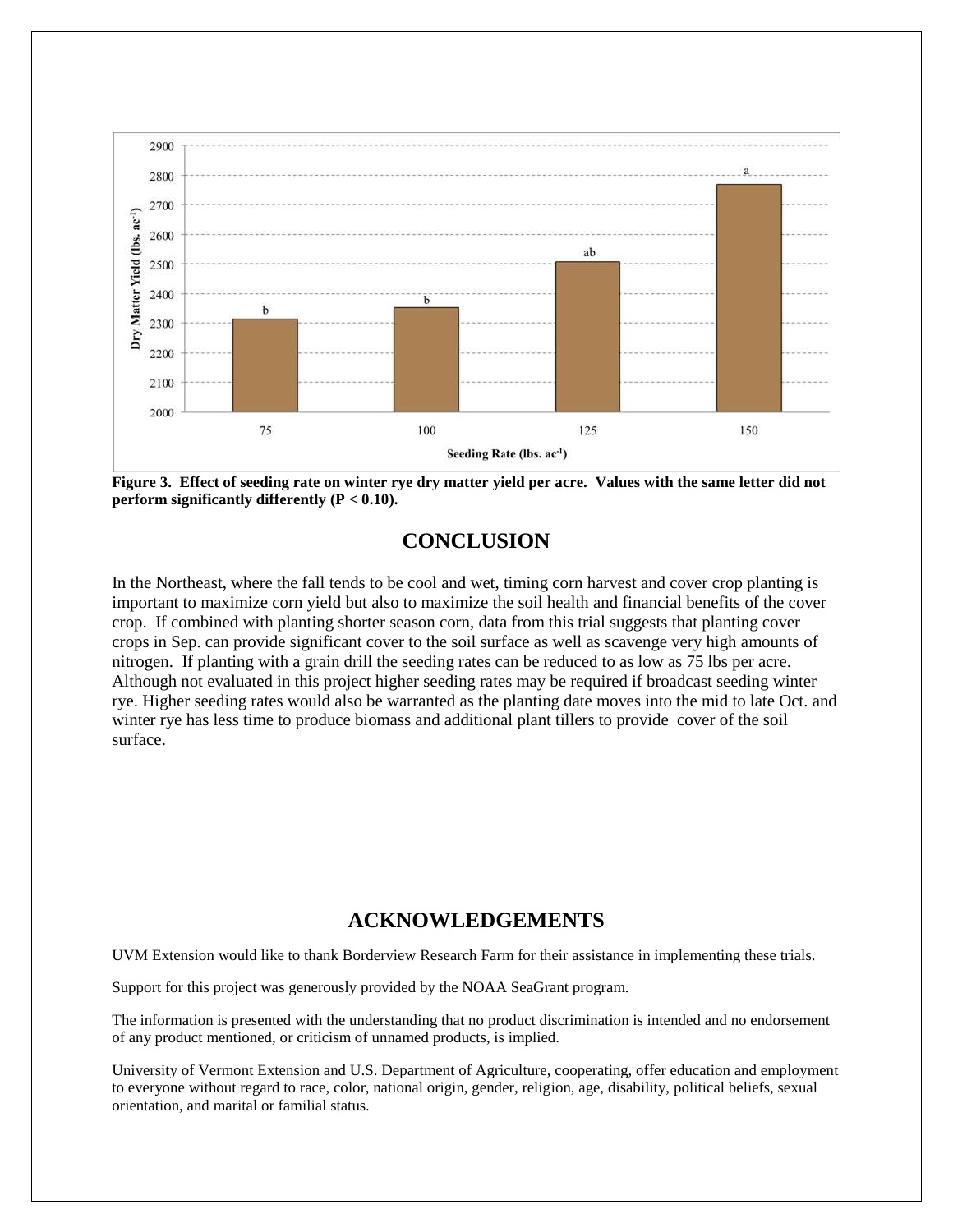**Figure 3. Effect of seeding rate on winter rye dry matter yield per acre. Values with the same letter did not perform significantly differently ($P < 0.10$).**

## CONCLUSION

In the Northeast, where the fall tends to be cool and wet, timing corn harvest and cover crop planting is important to maximize corn yield but also to maximize the soil health and financial benefits of the cover crop. If combined with planting shorter season corn, data from this trial suggests that planting cover crops in Sep. can provide significant cover to the soil surface as well as scavenge very high amounts of nitrogen. If planting with a grain drill the seeding rates can be reduced to as low as 75 lbs per acre. Although not evaluated in this project higher seeding rates may be required if broadcast seeding winter rye. Higher seeding rates would also be warranted as the planting date moves into the mid to late Oct. and winter rye has less time to produce biomass and additional plant tillers to provide cover of the soil surface.

## ACKNOWLEDGEMENTS

UVM Extension would like to thank Borderview Research Farm for their assistance in implementing these trials.

Support for this project was generously provided by the NOAA SeaGrant program.

The information is presented with the understanding that no product discrimination is intended and no endorsement of any product mentioned, or criticism of unnamed products, is implied.

University of Vermont Extension and U.S. Department of Agriculture, cooperating, offer education and employment to everyone without regard to race, color, national origin, gender, religion, age, disability, political beliefs, sexual orientation, and marital or familial status.